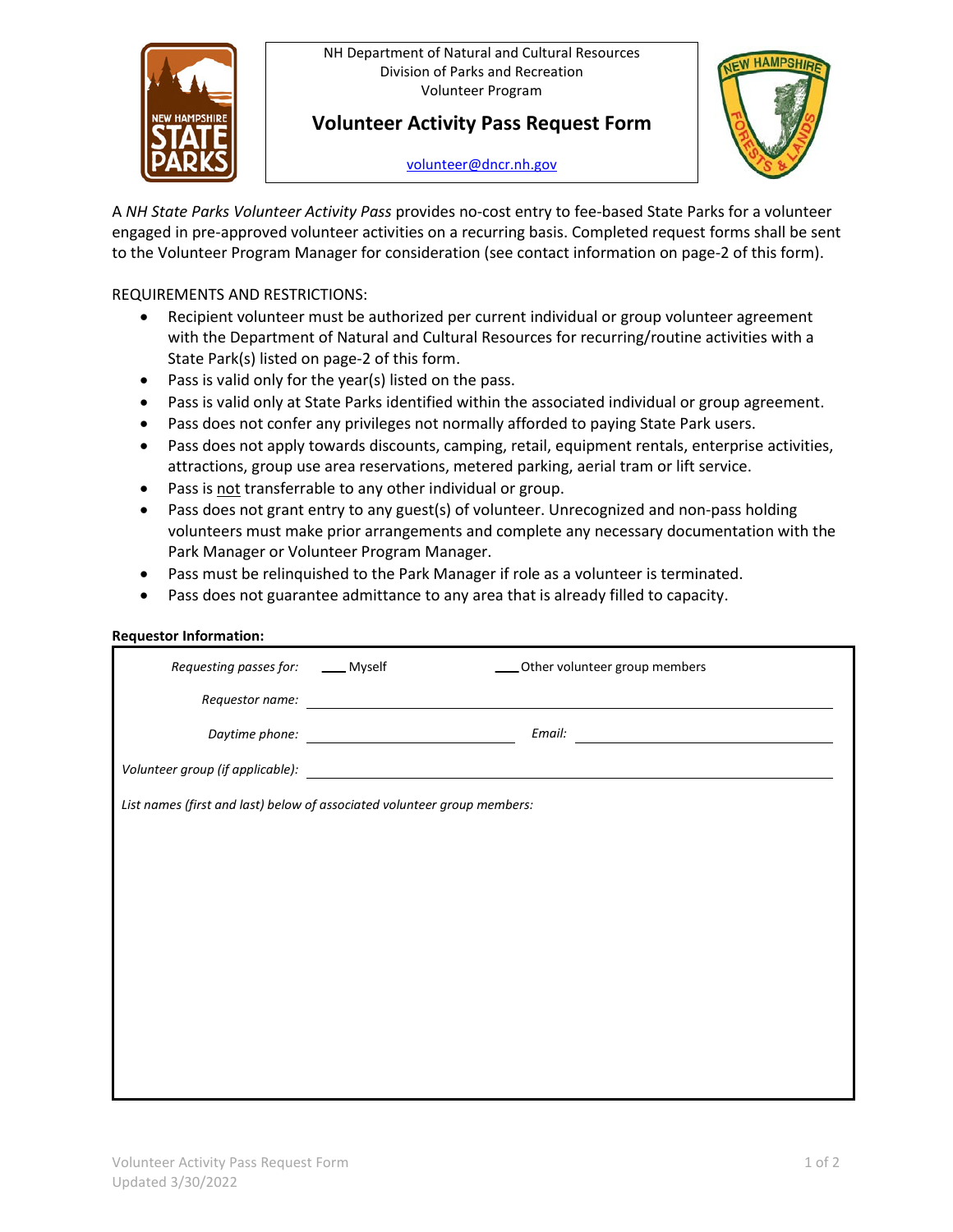NH Department of Natural and Cultural Resources
Division of Parks and Recreation
Volunteer Program

# Volunteer Activity Pass Request Form

volunteer@dncr.nh.gov

A *NH State Parks Volunteer Activity Pass* provides no-cost entry to fee-based State Parks for a volunteer engaged in pre-approved volunteer activities on a recurring basis. Completed request forms shall be sent to the Volunteer Program Manager for consideration (see contact information on page-2 of this form).

REQUIREMENTS AND RESTRICTIONS:

- Recipient volunteer must be authorized per current individual or group volunteer agreement with the Department of Natural and Cultural Resources for recurring/routine activities with a State Park(s) listed on page-2 of this form.
- Pass is valid only for the year(s) listed on the pass.
- Pass is valid only at State Parks identified within the associated individual or group agreement.
- Pass does not confer any privileges not normally afforded to paying State Park users.
- Pass does not apply towards discounts, camping, retail, equipment rentals, enterprise activities, attractions, group use area reservations, metered parking, aerial tram or lift service.
- Pass is <u>not</u> transferrable to any other individual or group.
- Pass does not grant entry to any guest(s) of volunteer. Unrecognized and non-pass holding volunteers must make prior arrangements and complete any necessary documentation with the Park Manager or Volunteer Program Manager.
- Pass must be relinquished to the Park Manager if role as a volunteer is terminated.
- Pass does not guarantee admittance to any area that is already filled to capacity.

**Requestor Information:**

*Requesting passes for:* ____ Myself ____ Other volunteer group members

*Requestor name:* ______________________________

*Daytime phone:* ______________________ *Email:* ______________________

*Volunteer group (if applicable):* ______________________________

*List names (first and last) below of associated volunteer group members:*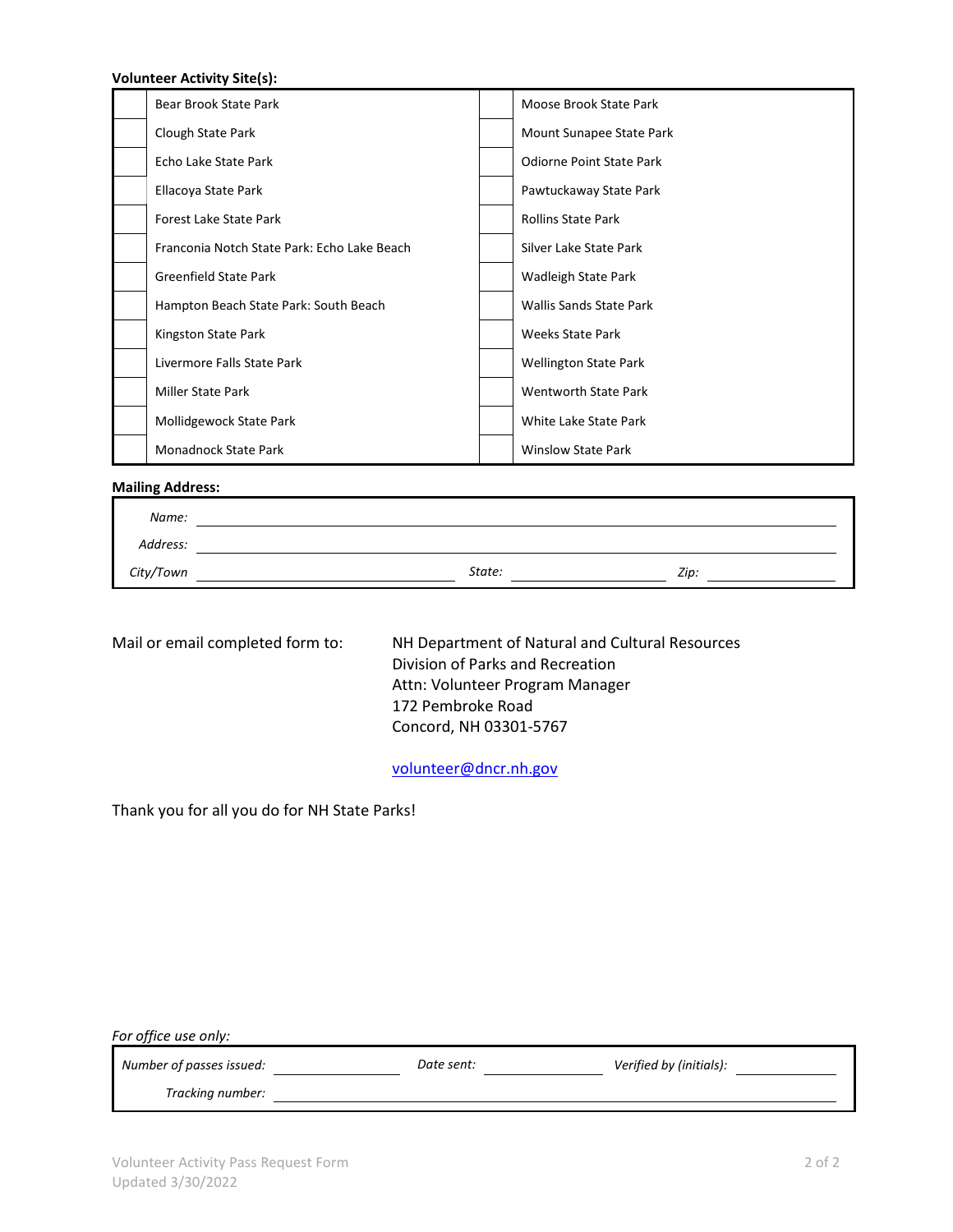**Volunteer Activity Site(s):**

| | | | |
|---|---|---|---|
| | Bear Brook State Park | | Moose Brook State Park |
| | Clough State Park | | Mount Sunapee State Park |
| | Echo Lake State Park | | Odiorne Point State Park |
| | Ellacoya State Park | | Pawtuckaway State Park |
| | Forest Lake State Park | | Rollins State Park |
| | Franconia Notch State Park: Echo Lake Beach | | Silver Lake State Park |
| | Greenfield State Park | | Wadleigh State Park |
| | Hampton Beach State Park: South Beach | | Wallis Sands State Park |
| | Kingston State Park | | Weeks State Park |
| | Livermore Falls State Park | | Wellington State Park |
| | Miller State Park | | Wentworth State Park |
| | Mollidgewock State Park | | White Lake State Park |
| | Monadnock State Park | | Winslow State Park |

**Mailing Address:**

*Name:* ______________________________

*Address:* ______________________________

*City/Town* ____________ *State:* ____________ *Zip:* ____________

Mail or email completed form to:

NH Department of Natural and Cultural Resources
Division of Parks and Recreation
Attn: Volunteer Program Manager
172 Pembroke Road
Concord, NH 03301-5767

volunteer@dncr.nh.gov

Thank you for all you do for NH State Parks!

*For office use only:*

*Number of passes issued:* ____________ *Date sent:* ____________ *Verified by (initials):* ____________

*Tracking number:* ______________________________